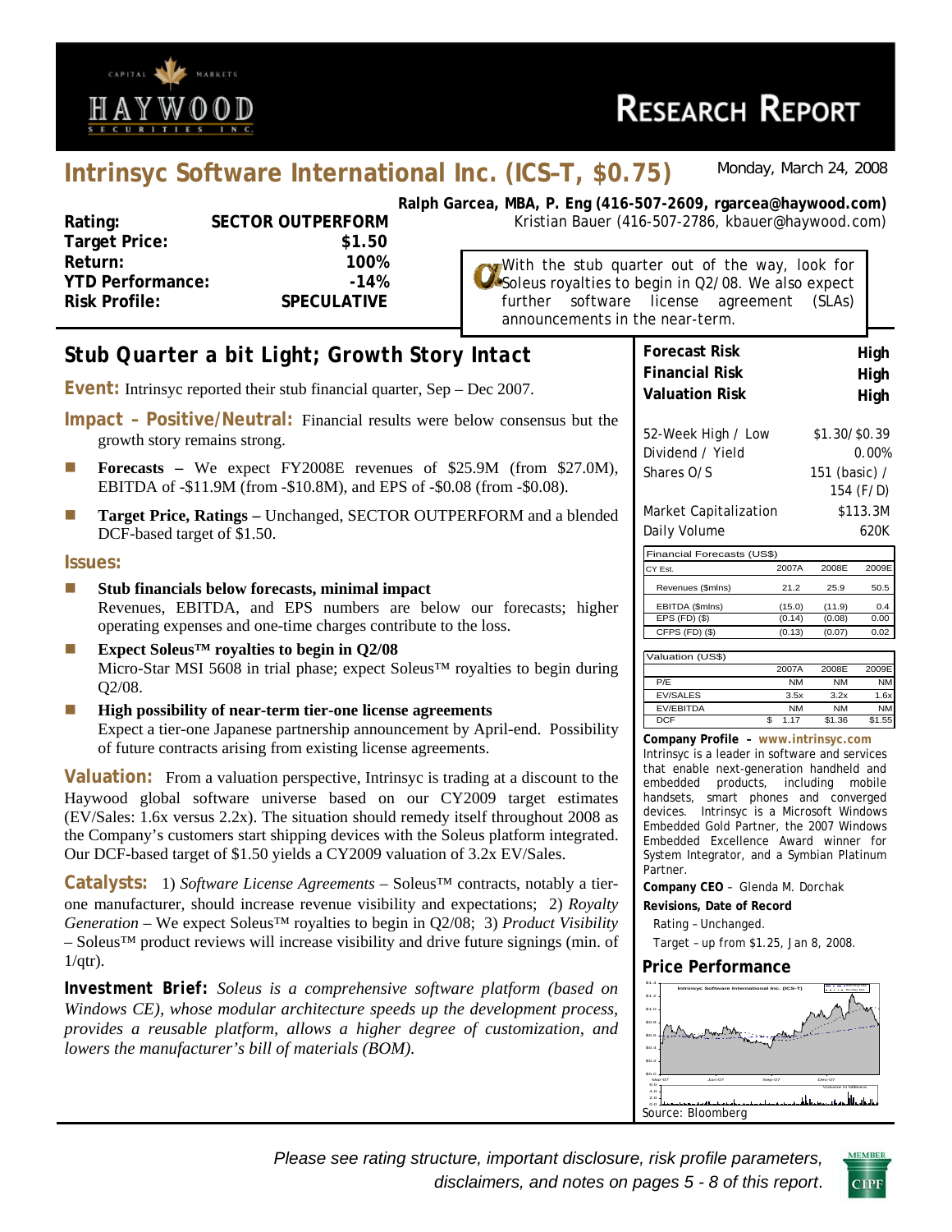# Intrinsyc Software International Inc. (ICS–T, $0.75)

Monday, March 24, 2008

**Ralph Garcea, MBA, P. Eng (416-507-2609, rgarcea@haywood.com)**
Kristian Bauer (416-507-2786, kbauer@haywood.com)

| | |
|---|---|
| **Rating:** | **SECTOR OUTPERFORM** |
| **Target Price:** | **$1.50** |
| **Return:** | **100%** |
| **YTD Performance:** | **-14%** |
| **Risk Profile:** | **SPECULATIVE** |

With the stub quarter out of the way, look for Soleus royalties to begin in Q2/08. We also expect further software license agreement (SLAs) announcements in the near-term.

## Stub Quarter a bit Light; Growth Story Intact

**Event:** Intrinsyc reported their stub financial quarter, Sep – Dec 2007.

**Impact – Positive/Neutral:** Financial results were below consensus but the growth story remains strong.

- **Forecasts –** We expect FY2008E revenues of $25.9M (from $27.0M), EBITDA of -$11.9M (from -$10.8M), and EPS of -$0.08 (from -$0.08).
- **Target Price, Ratings –** Unchanged, SECTOR OUTPERFORM and a blended DCF-based target of $1.50.

**Issues:**

- **Stub financials below forecasts, minimal impact**
  Revenues, EBITDA, and EPS numbers are below our forecasts; higher operating expenses and one-time charges contribute to the loss.
- **Expect Soleus™ royalties to begin in Q2/08**
  Micro-Star MSI 5608 in trial phase; expect Soleus™ royalties to begin during Q2/08.
- **High possibility of near-term tier-one license agreements**
  Expect a tier-one Japanese partnership announcement by April-end. Possibility of future contracts arising from existing license agreements.

**Valuation:** From a valuation perspective, Intrinsyc is trading at a discount to the Haywood global software universe based on our CY2009 target estimates (EV/Sales: 1.6x versus 2.2x). The situation should remedy itself throughout 2008 as the Company's customers start shipping devices with the Soleus platform integrated. Our DCF-based target of $1.50 yields a CY2009 valuation of 3.2x EV/Sales.

**Catalysts:** 1) *Software License Agreements* – Soleus™ contracts, notably a tier-one manufacturer, should increase revenue visibility and expectations; 2) *Royalty Generation* – We expect Soleus™ royalties to begin in Q2/08; 3) *Product Visibility* – Soleus™ product reviews will increase visibility and drive future signings (min. of 1/qtr).

**Investment Brief:** *Soleus is a comprehensive software platform (based on Windows CE), whose modular architecture speeds up the development process, provides a reusable platform, allows a higher degree of customization, and lowers the manufacturer's bill of materials (BOM).*

| | |
|---|---|
| **Forecast Risk** | **High** |
| **Financial Risk** | **High** |
| **Valuation Risk** | **High** |

| | |
|---|---|
| 52-Week High / Low | $1.30/$0.39 |
| Dividend / Yield | 0.00% |
| Shares O/S | 151 (basic) / 154 (F/D) |
| Market Capitalization | $113.3M |
| Daily Volume | 620K |

| Financial Forecasts (US$) | | | |
|---|---|---|---|
| CY Est. | 2007A | 2008E | 2009E |
| Revenues ($mlns) | 21.2 | 25.9 | 50.5 |
| EBITDA ($mlns) | (15.0) | (11.9) | 0.4 |
| EPS (FD) ($) | (0.14) | (0.08) | 0.00 |
| CFPS (FD) ($) | (0.13) | (0.07) | 0.02 |

| Valuation (US$) | | | |
|---|---|---|---|
| | 2007A | 2008E | 2009E |
| P/E | NM | NM | NM |
| EV/SALES | 3.5x | 3.2x | 1.6x |
| EV/EBITDA | NM | NM | NM |
| DCF | $ 1.17 | $1.36 | $1.55 |

**Company Profile – www.intrinsyc.com**
Intrinsyc is a leader in software and services that enable next-generation handheld and embedded products, including mobile handsets, smart phones and converged devices. Intrinsyc is a Microsoft Windows Embedded Gold Partner, the 2007 Windows Embedded Excellence Award winner for System Integrator, and a Symbian Platinum Partner.

**Company CEO** – Glenda M. Dorchak

**Revisions, Date of Record**
Rating – Unchanged.
Target – up from $1.25, Jan 8, 2008.

**Price Performance**

Source: Bloomberg

*Please see rating structure, important disclosure, risk profile parameters, disclaimers, and notes on pages 5 - 8 of this report.*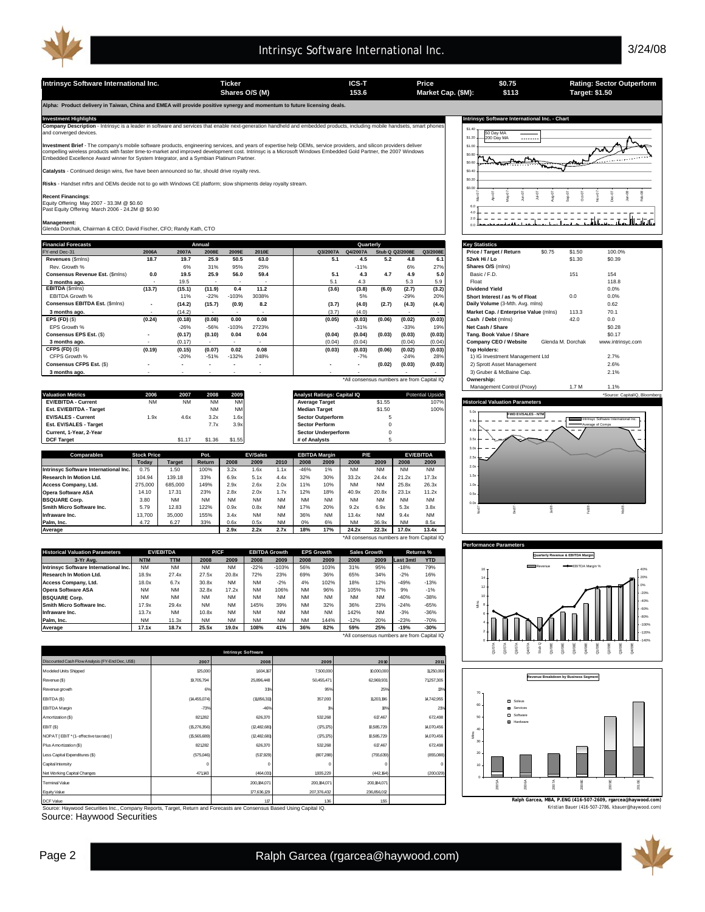| Intrinsyc Software International Inc. | Ticker | ICS-T | Price | $0.75 | Rating: Sector Outperform |
|---|---|---|---|---|---|
| | Shares O/S (M) | 153.6 | Market Cap. ($M): | $113 | Target: $1.50 |

**Alpha: Product delivery in Taiwan, China and EMEA will provide positive synergy and momentum to future licensing deals.**

## Investment Highlights

**Company Description** - Intrinsyc is a leader in software and services that enable next-generation handheld and embedded products, including mobile handsets, smart phones and converged devices.

**Investment Brief** - The company's mobile software products, engineering services, and years of expertise help OEMs, service providers, and silicon providers deliver compelling wireless products with faster time-to-market and improved development cost. Intrinsyc is a Microsoft Windows Embedded Gold Partner, the 2007 Windows Embedded Excellence Award winner for System Integrator, and a Symbian Platinum Partner.

**Catalysts** - Continued design wins, five have been announced so far, should drive royalty revs.

**Risks** - Handset mftrs and OEMs decide not to go with Windows CE platform; slow shipments delay royalty stream.

**Recent Financings**:
Equity Offering May 2007 - 33.3M @ $0.60
Past Equity Offering March 2006 - 24.2M @ $0.90

**Management**:
Glenda Dorchak, Chairman & CEO; David Fischer, CFO; Randy Kath, CTO

## Financial Forecasts

| FY-end Dec-31 | 2006A | 2007A | 2008E | 2009E | 2010E | Q3/2007A | Q4/2007A | Stub Q | Q2/2008E | Q3/2008E |
|---|---|---|---|---|---|---|---|---|---|---|
| **Revenues** ($mlns) | 18.7 | 19.7 | 25.9 | 50.5 | 63.0 | 5.1 | 4.5 | 5.2 | 4.8 | 6.1 |
| Rev. Growth % | | 6% | 31% | 95% | 25% | | -11% | | 6% | 27% |
| **Consensus Revenue Est.** ($mlns) | 0.0 | 19.5 | 25.9 | 56.0 | 59.4 | 5.1 | 4.3 | 4.7 | 4.9 | 5.0 |
| **3 months ago.** | - | 19.5 | - | - | - | 5.1 | 4.3 | | 5.3 | 5.9 |
| **EBITDA** ($mlns) | (13.7) | (15.1) | (11.9) | 0.4 | 11.2 | (3.6) | (3.8) | (6.0) | (2.7) | (3.2) |
| EBITDA Growth % | | 11% | -22% | -103% | 3038% | | 5% | | -29% | 20% |
| **Consensus EBITDA Est.** ($mlns) | - | (14.2) | (15.7) | (0.9) | 8.2 | (3.7) | (4.0) | (2.7) | (4.3) | (4.4) |
| **3 months ago.** | - | (14.2) | - | - | - | (3.7) | (4.0) | | - | - |
| **EPS (FD)** ($) | (0.24) | (0.18) | (0.08) | 0.00 | 0.08 | (0.05) | (0.03) | (0.06) | (0.02) | (0.03) |
| EPS Growth % | | -26% | -56% | -103% | 2723% | | -31% | | -33% | 19% |
| **Consensus EPS Est.** ($) | - | (0.17) | (0.10) | 0.04 | 0.04 | (0.04) | (0.04) | (0.03) | (0.03) | (0.03) |
| **3 months ago.** | - | (0.17) | - | - | - | (0.04) | (0.04) | | (0.04) | (0.04) |
| **CFPS (FD)** ($) | (0.19) | (0.15) | (0.07) | 0.02 | 0.08 | (0.03) | (0.03) | (0.06) | (0.02) | (0.03) |
| CFPS Growth % | | -20% | -51% | -132% | 248% | | -7% | | -24% | 28% |
| **Consensus CFPS Est.** ($) | - | - | - | - | - | - | - | (0.02) | (0.03) | (0.03) |
| **3 months ago.** | - | - | - | - | - | - | - | | - | - |

*All consensus numbers are from Capital IQ

## Key Statistics

| | | | |
|---|---|---|---|
| **Price / Target / Return** | $0.75 | $1.50 | 100.0% |
| **52wk Hi / Lo** | | $1.30 | $0.39 |
| **Shares O/S** (mlns) | | | |
| Basic / F.D. | | 151 | 154 |
| Float | | | 118.8 |
| **Dividend Yield** | | | 0.0% |
| **Short Interest / as % of Float** | | 0.0 | 0.0% |
| **Daily Volume** (3-Mth. Avg. mlns) | | | 0.62 |
| **Market Cap. / Enterprise Value** (mlns) | | 113.3 | 70.1 |
| **Cash / Debt** (mlns) | | 42.0 | 0.0 |
| **Net Cash / Share** | | | $0.28 |
| **Tang. Book Value / Share** | | | $0.17 |
| **Company CEO / Website** | | Glenda M. Dorchak | www.intrinsyc.com |
| **Top Holders:** | | | |
| 1) IG Investment Management Ltd | | | 2.7% |
| 2) Sprott Asset Management | | | 2.6% |
| 3) Gruber & McBaine Cap. | | | 2.1% |
| **Ownership:** | | | |
| Management Control (Proxy) | | 1.7 M | 1.1% |

*Source: CapitalIQ, Bloomberg

## Valuation Metrics

| | 2006 | 2007 | 2008 | 2009 |
|---|---|---|---|---|
| **EV/EBITDA - Current** | NM | NM | NM | NM |
| **Est. EV/EBITDA - Target** | | | NM | NM |
| **EV/SALES - Current** | 1.9x | 4.6x | 3.2x | 1.6x |
| **Est. EV/SALES - Target** | | | 7.7x | 3.9x |
| **Current, 1-Year, 2-Year** | | | | |
| **DCF Target** | | $1.17 | $1.36 | $1.55 |

| Analyst Ratings: Capital IQ | | Potential Upside |
|---|---|---|
| **Average Target** | $1.55 | 107% |
| **Median Target** | $1.50 | 100% |
| **Sector Outperform** | 5 | |
| **Sector Perform** | 0 | |
| **Sector Underperform** | 0 | |
| **# of Analysts** | 5 | |

## Comparables

| Comparables | Stock Price Today | Target | Pot. Return | EV/Sales 2008 | EV/Sales 2009 | EV/Sales 2010 | EBITDA Margin 2008 | EBITDA Margin 2009 | P/E 2008 | P/E 2009 | EV/EBITDA 2008 | EV/EBITDA 2009 |
|---|---|---|---|---|---|---|---|---|---|---|---|---|
| Intrinsyc Software International Inc. | 0.75 | 1.50 | 100% | 3.2x | 1.6x | 1.1x | -46% | 1% | NM | NM | NM | NM |
| Research In Motion Ltd. | 104.94 | 139.18 | 33% | 6.9x | 5.1x | 4.4x | 32% | 30% | 33.2x | 24.4x | 21.2x | 17.3x |
| Access Company, Ltd. | 275,000 | 685,000 | 149% | 2.9x | 2.6x | 2.0x | 11% | 10% | NM | NM | 25.8x | 26.3x |
| Opera Software ASA | 14.10 | 17.31 | 23% | 2.8x | 2.0x | 1.7x | 12% | 18% | 40.9x | 20.8x | 23.1x | 11.2x |
| BSQUARE Corp. | 3.80 | NM | NM | NM | NM | NM | NM | NM | NM | NM | NM | NM |
| Smith Micro Software Inc. | 5.79 | 12.83 | 122% | 0.9x | 0.8x | NM | 17% | 20% | 9.2x | 6.9x | 5.3x | 3.8x |
| Infraware Inc. | 13,700 | 35,000 | 155% | 3.4x | NM | NM | 36% | NM | 13.4x | NM | 9.4x | NM |
| Palm, Inc. | 4.72 | 6.27 | 33% | 0.6x | 0.5x | NM | 0% | 6% | NM | 36.9x | NM | 8.5x |
| **Average** | | | | **2.9x** | **2.2x** | **2.7x** | **18%** | **17%** | **24.2x** | **22.3x** | **17.0x** | **13.4x** |

*All consensus numbers are from Capital IQ

## Historical Valuation Parameters

| Historical Valuation Parameters 3-Yr Avg. | EV/EBITDA NTM | EV/EBITDA TTM | P/CF 2008 | P/CF 2009 | EBITDA Growth 2008 | EBITDA Growth 2009 | EPS Growth 2008 | EPS Growth 2009 | Sales Growth 2008 | Sales Growth 2009 | Returns % Last 3mtl | Returns % YTD |
|---|---|---|---|---|---|---|---|---|---|---|---|---|
| Intrinsyc Software International Inc. | NM | NM | NM | NM | -22% | -103% | 56% | 103% | 31% | 95% | -18% | 79% |
| Research In Motion Ltd. | 18.9x | 27.4x | 27.5x | 20.8x | 72% | 23% | 69% | 36% | 65% | 34% | -2% | 16% |
| Access Company, Ltd. | 18.0x | 6.7x | 30.8x | NM | NM | -2% | 4% | 102% | 18% | 12% | -49% | -13% |
| Opera Software ASA | NM | NM | 32.8x | 17.2x | NM | 106% | NM | 96% | 105% | 37% | 9% | -1% |
| BSQUARE Corp. | NM | NM | NM | NM | NM | NM | NM | NM | NM | NM | -40% | -38% |
| Smith Micro Software Inc. | 17.9x | 29.4x | NM | NM | 145% | 39% | NM | 32% | 36% | 23% | -24% | -65% |
| Infraware Inc. | 13.7x | NM | 10.8x | NM | NM | NM | NM | NM | 142% | NM | -3% | -36% |
| Palm, Inc. | NM | 11.3x | NM | NM | NM | NM | NM | 144% | -12% | 20% | -23% | -70% |
| **Average** | **17.1x** | **18.7x** | **25.5x** | **19.0x** | **108%** | **41%** | **36%** | **82%** | **59%** | **25%** | **-19%** | **-30%** |

*All consensus numbers are from Capital IQ

## Intrinsyc Software

| Discounted Cash Flow Analysis (FY-End Dec, US$) | 2007 | 2008 | 2009 | 2010 | 2011 |
|---|---|---|---|---|---|
| Modeled Units Shipped | 125,000 | 1,604,167 | 7,500,000 | 10,000,000 | 11,250,000 |
| Revenue ($) | 19,705,794 | 25,896,448 | 50,455,471 | 62,969,931 | 71,257,305 |
| Revenue growth | 6% | 31% | 95% | 25% | 13% |
| EBITDA ($) | (14,455,074) | (11,856,311) | 357,093 | 11,203,196 | 14,742,955 |
| EBITDA Margin | -73% | -46% | 1% | 18% | 21% |
| Amortization ($) | 821,282 | 626,370 | 532,268 | 617,467 | 672,498 |
| EBIT ($) | (15,276,356) | (12,482,681) | (175,175) | 10,585,729 | 14,070,456 |
| NOPAT [ EBIT * (1- effective tax rate) ] | (15,565,688) | (12,482,681) | (175,175) | 10,585,729 | 14,070,456 |
| Plus Amortization ($) | 821,282 | 626,370 | 532,268 | 617,467 | 672,498 |
| Less Capital Expenditures ($) | (575,046) | (517,929) | (807,288) | (755,639) | (855,088) |
| Capital Intensity | 0 | 0 | 0 | 0 | 0 |
| Net Working Capital Changes | 471,143 | (464,033) | 1,935,229 | (442,164) | (200,029) |
| Terminal Value | | 200,184,071 | 200,184,071 | 200,184,071 | |
| Equity Value | | 177,636,129 | 207,376,432 | 236,856,032 | |
| DCF Value | | 1.17 | 1.36 | 1.55 | |

Source: Haywood Securities Inc., Company Reports, Target, Return and Forecasts are Consensus Based Using Capital IQ.
Source: Haywood Securities

Ralph Garcea, MBA, P.ENG (416-507-2609, rgarcea@haywood.com)
Kristian Bauer (416-507-2786, kbauer@haywood.com)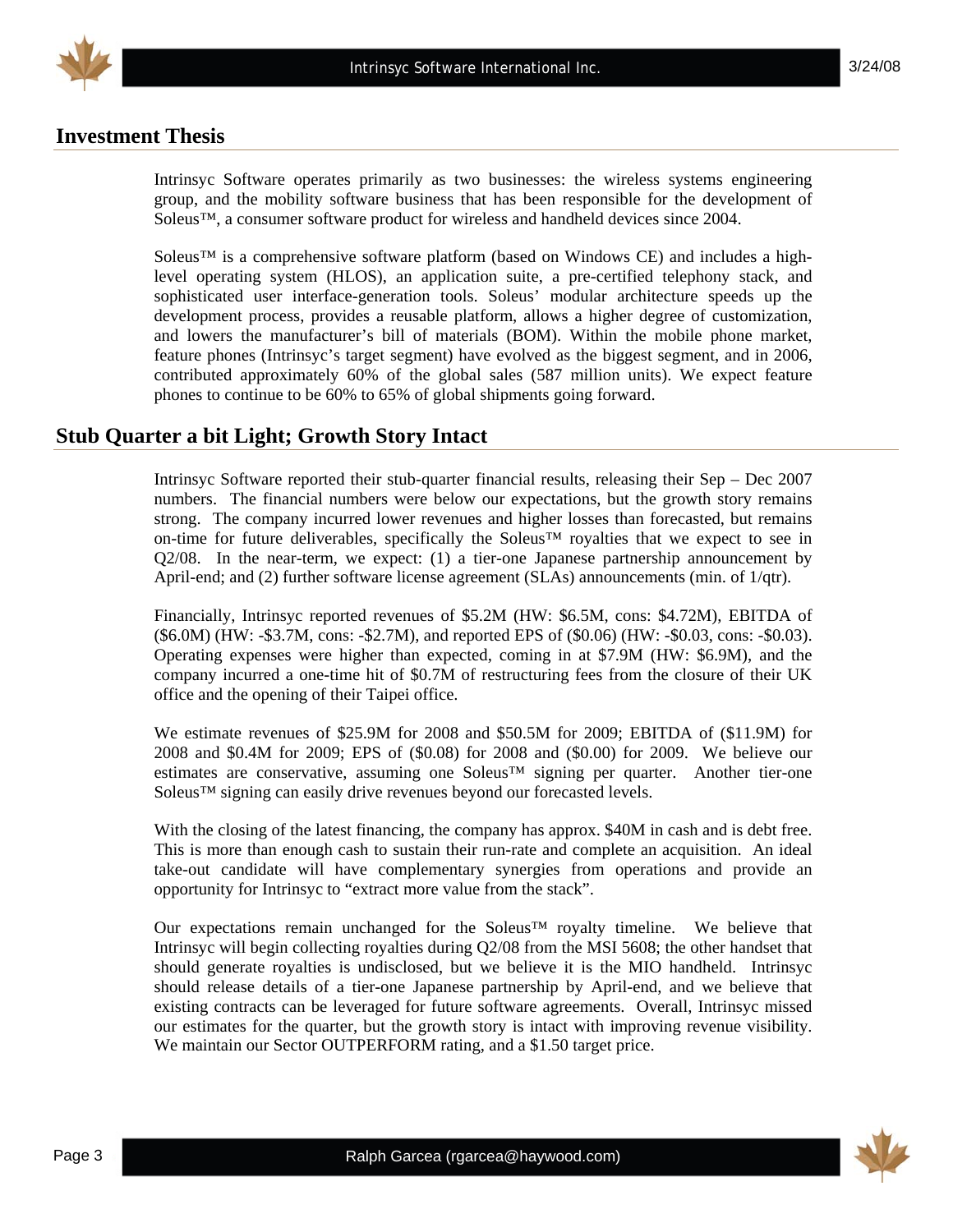## Investment Thesis

Intrinsyc Software operates primarily as two businesses: the wireless systems engineering group, and the mobility software business that has been responsible for the development of Soleus™, a consumer software product for wireless and handheld devices since 2004.

Soleus™ is a comprehensive software platform (based on Windows CE) and includes a high-level operating system (HLOS), an application suite, a pre-certified telephony stack, and sophisticated user interface-generation tools. Soleus' modular architecture speeds up the development process, provides a reusable platform, allows a higher degree of customization, and lowers the manufacturer's bill of materials (BOM). Within the mobile phone market, feature phones (Intrinsyc's target segment) have evolved as the biggest segment, and in 2006, contributed approximately 60% of the global sales (587 million units). We expect feature phones to continue to be 60% to 65% of global shipments going forward.

## Stub Quarter a bit Light; Growth Story Intact

Intrinsyc Software reported their stub-quarter financial results, releasing their Sep – Dec 2007 numbers. The financial numbers were below our expectations, but the growth story remains strong. The company incurred lower revenues and higher losses than forecasted, but remains on-time for future deliverables, specifically the Soleus™ royalties that we expect to see in Q2/08. In the near-term, we expect: (1) a tier-one Japanese partnership announcement by April-end; and (2) further software license agreement (SLAs) announcements (min. of 1/qtr).

Financially, Intrinsyc reported revenues of $5.2M (HW: $6.5M, cons: $4.72M), EBITDA of ($6.0M) (HW: -$3.7M, cons: -$2.7M), and reported EPS of ($0.06) (HW: -$0.03, cons: -$0.03). Operating expenses were higher than expected, coming in at $7.9M (HW: $6.9M), and the company incurred a one-time hit of $0.7M of restructuring fees from the closure of their UK office and the opening of their Taipei office.

We estimate revenues of $25.9M for 2008 and $50.5M for 2009; EBITDA of ($11.9M) for 2008 and $0.4M for 2009; EPS of ($0.08) for 2008 and ($0.00) for 2009. We believe our estimates are conservative, assuming one Soleus™ signing per quarter. Another tier-one Soleus™ signing can easily drive revenues beyond our forecasted levels.

With the closing of the latest financing, the company has approx. $40M in cash and is debt free. This is more than enough cash to sustain their run-rate and complete an acquisition. An ideal take-out candidate will have complementary synergies from operations and provide an opportunity for Intrinsyc to "extract more value from the stack".

Our expectations remain unchanged for the Soleus™ royalty timeline. We believe that Intrinsyc will begin collecting royalties during Q2/08 from the MSI 5608; the other handset that should generate royalties is undisclosed, but we believe it is the MIO handheld. Intrinsyc should release details of a tier-one Japanese partnership by April-end, and we believe that existing contracts can be leveraged for future software agreements. Overall, Intrinsyc missed our estimates for the quarter, but the growth story is intact with improving revenue visibility. We maintain our Sector OUTPERFORM rating, and a $1.50 target price.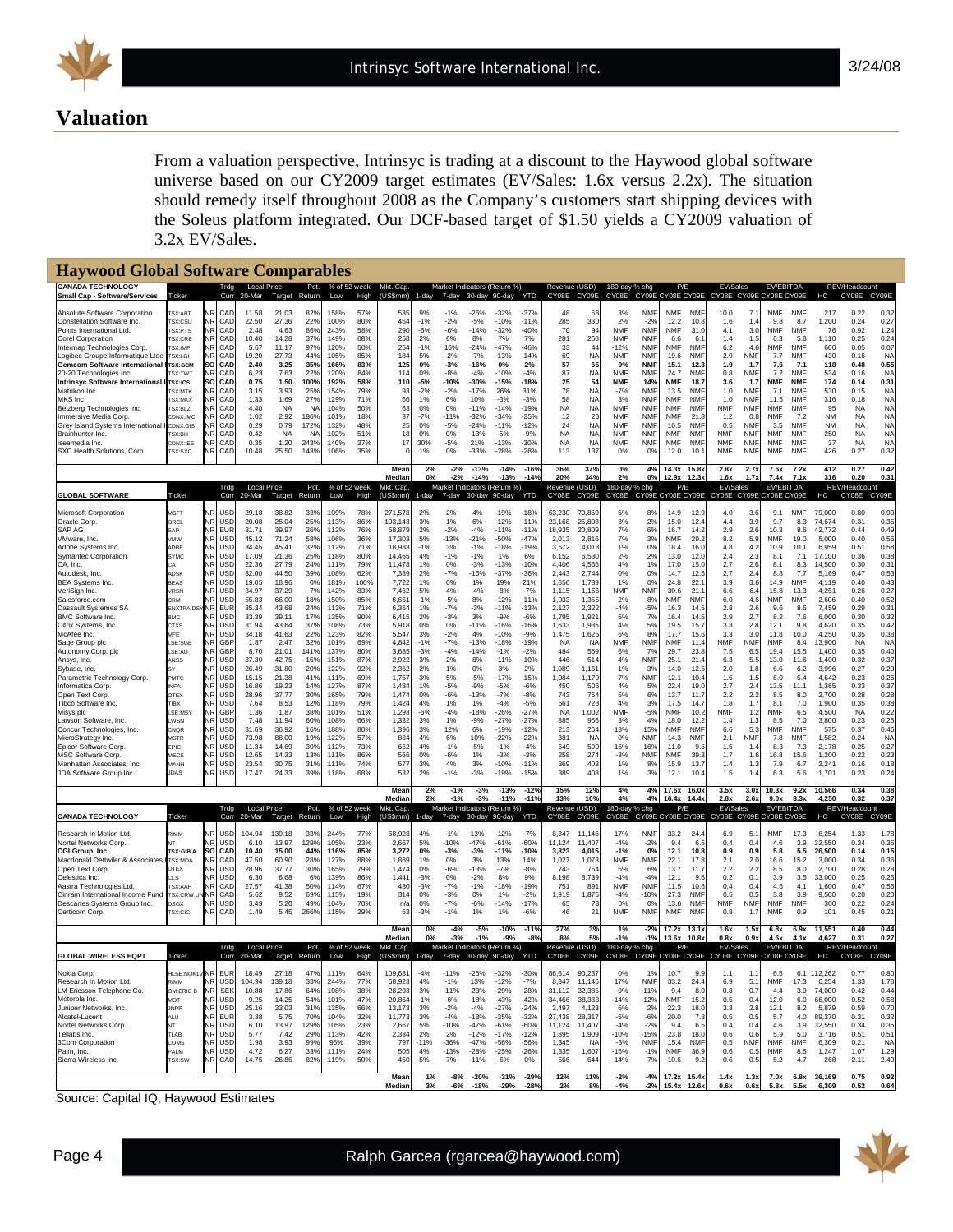## Valuation

From a valuation perspective, Intrinsyc is trading at a discount to the Haywood global software universe based on our CY2009 target estimates (EV/Sales: 1.6x versus 2.2x). The situation should remedy itself throughout 2008 as the Company's customers start shipping devices with the Soleus platform integrated. Our DCF-based target of $1.50 yields a CY2009 valuation of 3.2x EV/Sales.

### Haywood Global Software Comparables

| CANADA TECHNOLOGY Small Cap - Software/Services | Ticker | | Trdg Curr | Local Price 20-Mar | Target | Pot. Return | % of 52 week Low | High | Mkt. Cap. (US$mm) | Market Indicators (Return %) 1-day | 7-day | 30-day | 90-day | YTD | Revenue (USD) CY08E | CY09E | 180-day % chg CY08E | CY09E | P/E CY08E | CY09E | EV/Sales CY08E | CY09E | EV/EBITDA CY08E | CY09E | HC | REV/Headcount CY08E | CY09E |
|---|---|---|---|---|---|---|---|---|---|---|---|---|---|---|---|---|---|---|---|---|---|---|---|---|---|---|---|---|
| Absolute Software Corporation | TSX:ABT | NR | CAD | 11.58 | 21.03 | 82% | 158% | 57% | 535 | 9% | -1% | -26% | -32% | -37% | 48 | 68 | 3% | NMF | NMF | NMF | 10.0 | 7.1 | NMF | NMF | 217 | 0.22 | 0.32 |
| Constellation Software Inc. | TSX:CSU | NR | CAD | 22.50 | 27.36 | 22% | 100% | 80% | 464 | -1% | -2% | -5% | -10% | -11% | 285 | 330 | 2% | -2% | 12.2 | 10.8 | 1.6 | 1.4 | 9.8 | 8.7 | 1,200 | 0.24 | 0.27 |
| Points International Ltd. | TSX:PTS | NR | CAD | 2.48 | 4.63 | 86% | 243% | 58% | 290 | -6% | -6% | -14% | -32% | -40% | 70 | 94 | NMF | NMF | NMF | 31.0 | 4.1 | 3.0 | NMF | NMF | 76 | 0.92 | 1.24 |
| Corel Corporation | TSX:CRE | NR | CAD | 10.40 | 14.28 | 37% | 149% | 68% | 258 | 2% | 6% | 8% | 7% | 7% | 281 | 268 | NMF | NMF | 6.6 | 6.1 | 1.4 | 1.5 | 6.3 | 5.8 | 1,110 | 0.25 | 0.24 |
| Intermap Technologies Corp. | TSX:IMP | NR | CAD | 5.67 | 11.17 | 97% | 120% | 50% | 254 | -1% | 16% | -24% | -47% | -46% | 33 | 44 | -12% | NMF | NMF | NMF | 6.2 | 4.6 | NMF | NMF | 660 | 0.05 | 0.07 |
| Logibec Groupe Informatique Ltee | TSX:LGI | NR | CAD | 19.20 | 27.73 | 44% | 105% | 85% | 184 | 5% | -2% | -7% | -13% | -14% | 69 | NA | NMF | NMF | 19.6 | NMF | 2.9 | NMF | 7.7 | NMF | 430 | 0.16 | NA |
| **Gemcom Software International** | **TSX:GCM** | **SO** | **CAD** | **2.40** | **3.25** | **35%** | **166%** | **83%** | **125** | **0%** | **-3%** | **-16%** | **0%** | **2%** | **57** | **65** | **9%** | **NMF** | **15.1** | **12.3** | **1.9** | **1.7** | **7.6** | **7.1** | **118** | **0.48** | **0.55** |
| 20-20 Technologies Inc. | TSX:TWT | NR | CAD | 6.23 | 7.63 | 22% | 120% | 84% | 114 | 0% | -8% | -4% | -10% | -4% | 87 | NA | NMF | NMF | 24.7 | NMF | 0.8 | NMF | 7.2 | NMF | 534 | 0.16 | NA |
| **Intrinsyc Software International** | **TSX:ICS** | **SO** | **CAD** | **0.75** | **1.50** | **100%** | **192%** | **58%** | **110** | **-5%** | **-10%** | **-30%** | **-15%** | **-18%** | **25** | **54** | **NMF** | **14%** | **NMF** | **18.7** | **3.6** | **1.7** | **NMF** | **NMF** | **174** | **0.14** | **0.31** |
| Matrikon Inc. | TSX:MTK | NR | CAD | 3.15 | 3.93 | 25% | 154% | 79% | 93 | -2% | -2% | -17% | 26% | 31% | 78 | NA | -7% | NMF | 13.5 | NMF | 1.0 | NMF | 7.1 | NMF | 530 | 0.15 | NA |
| MKS Inc. | TSX:MKX | NR | CAD | 1.33 | 1.69 | 27% | 129% | 71% | 66 | 1% | 6% | 10% | -3% | -3% | 58 | NA | 3% | NMF | NMF | NMF | 1.0 | NMF | 11.5 | NMF | 316 | 0.18 | NA |
| Belzberg Technologies Inc. | TSX:BLZ | NR | CAD | 4.40 | NA | NA | 104% | 50% | 63 | 0% | 0% | -11% | -14% | -19% | NA | NA | NMF | NMF | NMF | NMF | NMF | NMF | NMF | NMF | 95 | NA | NA |
| Immersive Media Corp. | CDNX:IMC | NR | CAD | 1.02 | 2.92 | 186% | 101% | 18% | 37 | -7% | -11% | -32% | -34% | -35% | 12 | 20 | NMF | NMF | NMF | 21.8 | 1.2 | 0.8 | NMF | 7.2 | NM | NA | NA |
| Grey Island Systems International I | CDNX:GIS | NR | CAD | 0.29 | 0.79 | 172% | 132% | 48% | 25 | 0% | -5% | -24% | -11% | -12% | 24 | NA | NMF | NMF | 10.5 | NMF | 0.5 | NMF | 3.5 | NMF | NM | NA | NA |
| Brainhunter Inc. | TSX:BH | NR | CAD | 0.42 | NA | NA | 102% | 51% | 18 | 0% | 0% | -13% | -5% | -9% | NA | NA | NMF | NMF | NMF | NMF | NMF | NMF | NMF | NMF | 250 | NA | NA |
| iseemedia Inc. | CDNX:IEE | NR | CAD | 0.35 | 1.20 | 243% | 140% | 37% | 17 | 30% | -5% | 21% | -13% | -30% | NA | NA | NMF | NMF | NMF | NMF | NMF | NMF | NMF | NMF | 37 | NA | NA |
| SXC Health Solutions, Corp. | TSX:SXC | NR | CAD | 10.48 | 25.50 | 143% | 106% | 35% | 0 | 1% | 0% | -33% | -28% | -28% | 113 | 137 | 0% | 0% | 12.0 | 10.1 | NMF | NMF | NMF | NMF | 426 | 0.27 | 0.32 |
| **Mean** | | | | | | | | | | **2%** | **-2%** | **-13%** | **-14%** | **-16%** | **36%** | **37%** | **0%** | **4%** | **14.3x** | **15.8x** | **2.8x** | **2.7x** | **7.6x** | **7.2x** | **412** | **0.27** | **0.42** |
| **Median** | | | | | | | | | | **0%** | **-2%** | **-14%** | **-13%** | **-14%** | **20%** | **34%** | **2%** | **0%** | **12.9x** | **12.3x** | **1.6x** | **1.7x** | **7.4x** | **7.1x** | **316** | **0.20** | **0.31** |

| GLOBAL SOFTWARE | Ticker | | Trdg Curr | Local Price 20-Mar | Target | Pot. Return | % of 52 week Low | High | Mkt. Cap. (US$mm) | Market Indicators (Return %) 1-day | 7-day | 30-day | 90-day | YTD | Revenue (USD) CY08E | CY09E | 180-day % chg CY08E | CY09E | P/E CY08E | CY09E | EV/Sales CY08E | CY09E | EV/EBITDA CY08E | CY09E | HC | REV/Headcount CY08E | CY09E |
|---|---|---|---|---|---|---|---|---|---|---|---|---|---|---|---|---|---|---|---|---|---|---|---|---|---|---|---|---|
| Microsoft Corporation | MSFT | NR | USD | 29.18 | 38.82 | 33% | 109% | 78% | 271,578 | 2% | 2% | 4% | -19% | -18% | 63,230 | 70,859 | 5% | 8% | 14.9 | 12.9 | 4.0 | 3.6 | 9.1 | NMF | 79,000 | 0.80 | 0.90 |
| Oracle Corp. | ORCL | NR | USD | 20.08 | 25.04 | 25% | 113% | 86% | 103,143 | 3% | 1% | 6% | -12% | -11% | 23,168 | 25,808 | 3% | 2% | 15.0 | 12.4 | 4.4 | 3.9 | 9.7 | 8.3 | 74,674 | 0.31 | 0.35 |
| SAP AG | SAP | NR | EUR | 31.71 | 39.97 | 26% | 112% | 76% | 58,879 | 2% | -2% | -4% | -11% | -11% | 18,935 | 20,809 | 7% | 6% | 16.7 | 14.2 | 2.9 | 2.6 | 10.3 | 8.6 | 42,772 | 0.44 | 0.49 |
| VMware, Inc. | VMW | NR | USD | 45.12 | 71.24 | 58% | 106% | 36% | 17,303 | 5% | -13% | 21% | -50% | -47% | 2,013 | 2,816 | 7% | 3% | NMF | 29.2 | 8.2 | 5.9 | NMF | 19.0 | 5,000 | 0.40 | 0.56 |
| Adobe Systems Inc. | ADBE | NR | USD | 34.45 | 45.41 | 32% | 112% | 71% | 18,983 | -1% | 3% | -1% | -18% | -19% | 3,572 | 4,018 | 1% | 0% | 18.4 | 16.0 | 4.8 | 4.2 | 10.9 | 10.1 | 6,959 | 0.51 | 0.58 |
| Symantec Corporation | SYMC | NR | USD | 17.09 | 21.36 | 25% | 118% | 80% | 14,465 | 4% | -1% | -1% | 1% | 6% | 6,152 | 6,530 | 2% | 2% | 13.0 | 12.0 | 2.4 | 2.3 | 8.1 | 7.1 | 17,100 | 0.36 | 0.38 |
| CA, Inc. | CA | NR | USD | 22.36 | 27.79 | 24% | 111% | 79% | 11,478 | 1% | 0% | -3% | -13% | -10% | 4,406 | 4,566 | 4% | 1% | 17.0 | 15.0 | 2.7 | 2.6 | 8.1 | 8.3 | 14,500 | 0.30 | 0.31 |
| Autodesk, Inc. | ADSK | NR | USD | 32.00 | 44.50 | 39% | 108% | 62% | 7,389 | 2% | -7% | -16% | -37% | -36% | 2,443 | 2,744 | 0% | 0% | 14.7 | 12.6 | 2.7 | 2.4 | 8.8 | 7.7 | 5,169 | 0.47 | 0.53 |
| BEA Systems Inc. | BEAS | NR | USD | 19.05 | 18.96 | 0% | 181% | 100% | 7,722 | 1% | 0% | 1% | 19% | 21% | 1,656 | 1,789 | 1% | 0% | 24.8 | 22.1 | 3.9 | 3.6 | 14.9 | NMF | 4,119 | 0.40 | 0.43 |
| VeriSign Inc. | VRSN | NR | USD | 34.97 | 37.29 | 7% | 142% | 83% | 7,462 | 5% | 4% | -4% | -8% | -7% | 1,115 | 1,156 | NMF | NMF | 30.6 | 21.1 | 6.6 | 6.4 | 15.8 | 13.3 | 4,251 | 0.26 | 0.27 |
| Salesforce.com | CRM | NR | USD | 55.83 | 66.00 | 18% | 150% | 85% | 6,661 | -1% | -5% | 8% | -12% | -11% | 1,033 | 1,355 | 2% | 8% | NMF | NMF | 6.0 | 4.6 | NMF | NMF | 2,606 | 0.40 | 0.52 |
| Dassault Systemes SA | ENXTPA:DSY | NR | EUR | 35.34 | 43.68 | 24% | 113% | 71% | 6,364 | 1% | -7% | -3% | -11% | -13% | 2,127 | 2,322 | -4% | -5% | 16.3 | 14.5 | 2.8 | 2.6 | 9.6 | 8.6 | 7,459 | 0.29 | 0.31 |
| BMC Software Inc. | BMC | NR | USD | 33.39 | 39.11 | 17% | 135% | 90% | 6,415 | 2% | -3% | 3% | -9% | -6% | 1,795 | 1,921 | 5% | 7% | 16.4 | 14.5 | 2.9 | 2.7 | 8.2 | 7.6 | 6,000 | 0.30 | 0.32 |
| Citrix Systems, Inc. | CTXS | NR | USD | 31.94 | 43.64 | 37% | 108% | 73% | 5,918 | 0% | 0% | -11% | -16% | -16% | 1,633 | 1,935 | 4% | 5% | 19.5 | 15.7 | 3.3 | 2.8 | 12.1 | 9.8 | 4,620 | 0.35 | 0.42 |
| McAfee Inc. | MFE | NR | USD | 34.18 | 41.63 | 22% | 123% | 82% | 5,547 | 3% | -2% | 4% | -10% | -9% | 1,475 | 1,625 | 6% | 8% | 17.7 | 15.6 | 3.3 | 3.0 | 11.8 | 10.0 | 4,250 | 0.35 | 0.38 |
| Sage Group plc | LSE:SGE | NR | GBP | 1.87 | 2.47 | 32% | 101% | 69% | 4,842 | -1% | -7% | -13% | -18% | -19% | NA | NA | NMF | NMF | NMF | 11.4 | NMF | NMF | NMF | 8.4 | 13,900 | NA | NA |
| Autonomy Corp. plc | LSE:AU | NR | GBP | 8.70 | 21.01 | 141% | 137% | 80% | 3,685 | -3% | -4% | -14% | -1% | -2% | 484 | 559 | 6% | 7% | 29.7 | 23.8 | 7.5 | 6.5 | 19.4 | 15.5 | 1,400 | 0.35 | 0.40 |
| Ansys, Inc. | ANSS | NR | USD | 37.30 | 42.75 | 15% | 151% | 87% | 2,922 | 3% | 2% | 8% | -11% | -10% | 446 | 514 | 4% | NMF | 25.1 | 21.4 | 6.3 | 5.5 | 13.0 | 11.6 | 1,400 | 0.32 | 0.37 |
| Sybase, Inc. | SY | NR | USD | 26.49 | 31.80 | 20% | 122% | 92% | 2,362 | 2% | 1% | 0% | 3% | 2% | 1,089 | 1,161 | 1% | 3% | 14.0 | 12.5 | 2.0 | 1.8 | 6.6 | 6.2 | 3,996 | 0.27 | 0.29 |
| Parametric Technology Corp. | PMTC | NR | USD | 15.15 | 21.38 | 41% | 111% | 69% | 1,757 | 3% | 5% | -5% | -17% | -15% | 1,084 | 1,179 | 7% | NMF | 12.1 | 10.4 | 1.6 | 1.5 | 6.0 | 5.4 | 4,642 | 0.23 | 0.25 |
| Informatica Corp. | INFA | NR | USD | 16.86 | 19.23 | 14% | 127% | 87% | 1,484 | 1% | -5% | -9% | -5% | -6% | 450 | 506 | 4% | 5% | 22.4 | 19.0 | 2.7 | 2.4 | 13.5 | 11.1 | 1,365 | 0.33 | 0.37 |
| Open Text Corp. | OTEX | NR | USD | 28.96 | 37.77 | 30% | 165% | 79% | 1,474 | 0% | -6% | -13% | -7% | -8% | 743 | 754 | 6% | 6% | 13.7 | 11.7 | 2.2 | 2.2 | 8.5 | 8.0 | 2,700 | 0.28 | 0.28 |
| Tibco Software Inc. | TIBX | NR | USD | 7.64 | 8.53 | 12% | 118% | 79% | 1,424 | 4% | 1% | 1% | -4% | -5% | 661 | 728 | 4% | 3% | 17.5 | 14.7 | 1.8 | 1.7 | 8.1 | 7.0 | 1,900 | 0.35 | 0.38 |
| Misys plc | LSE:MSY | NR | GBP | 1.36 | 1.87 | 38% | 101% | 51% | 1,293 | -6% | -4% | -18% | -26% | -27% | NA | 1,002 | NMF | -5% | NMF | 10.2 | NMF | NMF | NMF | 6.5 | 4,500 | NA | 0.22 |
| Lawson Software, Inc. | LWSN | NR | USD | 7.48 | 11.94 | 60% | 108% | 66% | 1,332 | 3% | 1% | -9% | -27% | -27% | 885 | 955 | 3% | 4% | 18.0 | 12.2 | 1.4 | 1.3 | 8.5 | 7.0 | 3,800 | 0.23 | 0.25 |
| Concur Technologies, Inc. | CNQR | NR | USD | 31.69 | 36.92 | 16% | 188% | 80% | 1,396 | 3% | 12% | 6% | -19% | -12% | 213 | 264 | 13% | 15% | NMF | NMF | 6.6 | 5.3 | NMF | NMF | 575 | 0.37 | 0.46 |
| MicroStrategy Inc. | MSTR | NR | USD | 73.98 | 88.00 | 19% | 122% | 57% | 884 | 4% | 6% | 10% | -22% | -22% | 381 | NA | 0% | NMF | 14.3 | NMF | 2.1 | NMF | 7.8 | NMF | 1,582 | 0.24 | NA |
| Epicor Software Corp. | EPIC | NR | USD | 11.34 | 14.69 | 30% | 112% | 73% | 662 | 4% | -1% | -5% | -1% | -4% | 549 | 599 | 16% | 16% | 11.0 | 9.6 | 1.5 | 1.4 | 8.3 | 7.3 | 2,178 | 0.25 | 0.27 |
| MSC Software Corp. | MSCS | NR | USD | 12.65 | 14.33 | 13% | 111% | 86% | 566 | 0% | -6% | 1% | -3% | -3% | 258 | 274 | -3% | NMF | NMF | 39.3 | 1.7 | 1.6 | 16.8 | 15.6 | 1,200 | 0.22 | 0.23 |
| Manhattan Associates, Inc. | MANH | NR | USD | 23.54 | 30.75 | 31% | 111% | 74% | 577 | 3% | 4% | 3% | -10% | -11% | 369 | 408 | 1% | 8% | 15.9 | 13.7 | 1.4 | 1.3 | 7.9 | 6.7 | 2,241 | 0.16 | 0.18 |
| JDA Software Group Inc. | JDAS | NR | USD | 17.47 | 24.33 | 39% | 118% | 68% | 532 | 2% | -1% | -3% | -19% | -15% | 389 | 408 | 1% | 3% | 12.1 | 10.4 | 1.5 | 1.4 | 6.3 | 5.6 | 1,701 | 0.23 | 0.24 |
| **Mean** | | | | | | | | | | **2%** | **-1%** | **-3%** | **-13%** | **-12%** | **15%** | **12%** | **4%** | **4%** | **17.6x** | **16.0x** | **3.5x** | **3.0x** | **10.3x** | **9.2x** | **10,566** | **0.34** | **0.38** |
| **Median** | | | | | | | | | | **2%** | **-1%** | **-3%** | **-11%** | **-11%** | **13%** | **10%** | **4%** | **4%** | **16.4x** | **14.4x** | **2.8x** | **2.6x** | **9.0x** | **8.3x** | **4,250** | **0.32** | **0.37** |

| CANADA TECHNOLOGY | Ticker | | Trdg Curr | Local Price 20-Mar | Target | Pot. Return | % of 52 week Low | High | Mkt. Cap. (US$mm) | Market Indicators (Return %) 1-day | 7-day | 30-day | 90-day | YTD | Revenue (USD) CY08E | CY09E | 180-day % chg CY08E | CY09E | P/E CY08E | CY09E | EV/Sales CY08E | CY09E | EV/EBITDA CY08E | CY09E | HC | REV/Headcount CY08E | CY09E |
|---|---|---|---|---|---|---|---|---|---|---|---|---|---|---|---|---|---|---|---|---|---|---|---|---|---|---|---|---|
| Research In Motion Ltd. | RIMM | NR | USD | 104.94 | 139.18 | 33% | 244% | 77% | 58,923 | 4% | -1% | 13% | -12% | -7% | 8,347 | 11,146 | 17% | NMF | 33.2 | 24.4 | 6.9 | 5.1 | NMF | 17.3 | 6,254 | 1.33 | 1.78 |
| Nortel Networks Corp. | NT | NR | USD | 6.10 | 13.97 | 129% | 105% | 23% | 2,667 | 5% | -10% | -47% | -61% | -60% | 11,124 | 11,407 | -4% | -2% | 9.4 | 6.5 | 0.4 | 0.4 | 4.6 | 3.9 | 32,550 | 0.34 | 0.35 |
| **CGI Group, Inc.** | **TSX:GIB.A** | **SO** | **CAD** | **10.40** | **15.00** | **44%** | **116%** | **85%** | **3,272** | **0%** | **-3%** | **-3%** | **-11%** | **-10%** | **3,823** | **4,015** | **-1%** | **0%** | **12.1** | **10.8** | **0.9** | **0.9** | **5.8** | **5.5** | **26,500** | **0.14** | **0.15** |
| Macdonald Dettwiler & Associates | TSX:MDA | NR | CAD | 47.50 | 60.90 | 28% | 127% | 88% | 1,869 | 1% | 0% | 3% | 13% | 14% | 1,027 | 1,073 | NMF | NMF | 22.1 | 17.8 | 2.1 | 2.0 | 16.6 | 15.2 | 3,000 | 0.34 | 0.36 |
| Open Text Corp. | OTEX | NR | USD | 28.96 | 37.77 | 30% | 165% | 79% | 1,474 | 0% | -6% | -13% | -7% | -8% | 743 | 754 | 6% | 6% | 13.7 | 11.7 | 2.2 | 2.2 | 8.5 | 8.0 | 2,700 | 0.28 | 0.28 |
| Celestica Inc. | CLS | NR | USD | 6.30 | 6.68 | 6% | 139% | 86% | 1,441 | -3% | 0% | -2% | 8% | 9% | 8,198 | 8,739 | -4% | -4% | 12.1 | 9.6 | 0.2 | 0.1 | 3.9 | 3.5 | 33,000 | 0.25 | 0.26 |
| Aastra Technologies Ltd. | TSX:AAH | NR | CAD | 27.57 | 41.38 | 50% | 114% | 67% | 430 | -3% | -7% | -1% | -18% | -19% | 751 | 891 | NMF | NMF | 11.5 | 10.6 | 0.4 | 0.4 | 4.6 | 4.1 | 1,600 | 0.47 | 0.56 |
| Cinram International Income Fund | TSX:CRW.UN | NR | CAD | 5.62 | 9.52 | 69% | 115% | 19% | 314 | 0% | -3% | 0% | 1% | -2% | 1,919 | 1,875 | -4% | -10% | 27.3 | NMF | 0.5 | 0.5 | 3.8 | 3.9 | 9,500 | 0.20 | 0.20 |
| Descartes Systems Group Inc. | DSGX | NR | USD | 3.49 | 5.20 | 49% | 104% | 70% | n/a | 0% | -7% | -6% | -14% | -17% | 65 | 73 | 0% | 0% | 13.6 | NMF | NMF | NMF | NMF | NMF | 300 | 0.22 | 0.24 |
| Certicom Corp. | TSX:CIC | NR | CAD | 1.49 | 5.45 | 266% | 115% | 29% | 63 | -3% | -1% | 1% | 1% | -6% | 46 | 21 | NMF | NMF | NMF | NMF | 0.8 | 1.7 | NMF | 0.9 | 101 | 0.45 | 0.21 |
| **Mean** | | | | | | | | | | **0%** | **-4%** | **-5%** | **-10%** | **-11%** | **27%** | **3%** | **1%** | **-2%** | **17.2x** | **13.1x** | **1.6x** | **1.5x** | **6.8x** | **6.9x** | **11,551** | **0.40** | **0.44** |
| **Median** | | | | | | | | | | **0%** | **-3%** | **-1%** | **-9%** | **-8%** | **8%** | **5%** | **-1%** | **-1%** | **13.6x** | **10.8x** | **0.8x** | **0.9x** | **4.6x** | **4.1x** | **4,627** | **0.31** | **0.27** |

| GLOBAL WIRELESS EQPT | Ticker | | Trdg Curr | Local Price 20-Mar | Target | Pot. Return | % of 52 week Low | High | Mkt. Cap. (US$mm) | Market Indicators (Return %) 1-day | 7-day | 30-day | 90-day | YTD | Revenue (USD) CY08E | CY09E | 180-day % chg CY08E | CY09E | P/E CY08E | CY09E | EV/Sales CY08E | CY09E | EV/EBITDA CY08E | CY09E | HC | REV/Headcount CY08E | CY09E |
|---|---|---|---|---|---|---|---|---|---|---|---|---|---|---|---|---|---|---|---|---|---|---|---|---|---|---|---|---|
| Nokia Corp. | HLSE:NOK1V | NR | EUR | 18.49 | 27.18 | 47% | 111% | 64% | 109,681 | -4% | -11% | -25% | -32% | -30% | 86,614 | 90,237 | 0% | 1% | 10.7 | 9.9 | 1.1 | 1.1 | 6.5 | 6.1 | 112,262 | 0.77 | 0.80 |
| Research In Motion Ltd. | RIMM | NR | USD | 104.94 | 139.18 | 33% | 244% | 77% | 58,923 | 4% | -1% | 13% | -12% | -7% | 8,347 | 11,146 | 17% | NMF | 33.2 | 24.4 | 6.9 | 5.1 | NMF | 17.3 | 6,254 | 1.33 | 1.78 |
| LM Ericsson Telephone Co. | OM:ERIC B | NR | SEK | 10.88 | 17.86 | 64% | 108% | 38% | 28,293 | 3% | -11% | -23% | -29% | -28% | 31,112 | 32,385 | -9% | -11% | 9.4 | 8.0 | 0.8 | 0.7 | 4.4 | 3.9 | 74,000 | 0.42 | 0.44 |
| Motorola Inc. | MOT | NR | USD | 9.25 | 14.25 | 54% | 101% | 47% | 20,864 | -1% | -6% | -18% | -43% | -42% | 34,466 | 38,333 | -14% | -12% | NMF | 15.2 | 0.5 | 0.4 | 12.0 | 6.0 | 66,000 | 0.52 | 0.58 |
| Juniper Networks, Inc. | JNPR | NR | USD | 25.16 | 33.03 | 31% | 135% | 66% | 13,173 | 3% | -2% | -4% | -27% | -24% | 3,497 | 4,123 | 6% | 2% | 22.3 | 18.0 | 3.3 | 2.8 | 12.1 | 8.2 | 5,879 | 0.59 | 0.70 |
| Alcatel-Lucent | ALU | NR | EUR | 3.38 | 5.75 | 70% | 104% | 32% | 11,773 | 3% | -4% | -18% | -35% | -32% | 27,438 | 28,317 | -5% | -6% | 20.0 | 7.8 | 0.5 | 0.5 | 5.7 | 4.0 | 89,370 | 0.31 | 0.32 |
| Nortel Networks Corp. | NT | NR | USD | 6.10 | 13.97 | 129% | 105% | 23% | 2,667 | 5% | -10% | -47% | -61% | -60% | 11,124 | 11,407 | -4% | -2% | 9.4 | 6.5 | 0.4 | 0.4 | 4.6 | 3.9 | 32,550 | 0.34 | 0.35 |
| Tellabs Inc. | TLAB | NR | USD | 5.77 | 7.42 | 29% | 113% | 42% | 2,334 | 2% | 2% | -12% | -17% | -12% | 1,895 | 1,909 | -10% | -15% | 23.8 | 18.0 | 0.6 | 0.6 | 5.9 | 5.0 | 3,716 | 0.51 | 0.51 |
| 3Com Corporation | COMS | NR | USD | 1.98 | 3.93 | 99% | 95% | 39% | 797 | -11% | -36% | -47% | -56% | -56% | 1,345 | NA | -3% | NMF | 15.4 | NMF | 0.5 | NMF | NMF | NMF | 6,309 | 0.21 | NA |
| Palm, Inc. | PALM | NR | USD | 4.72 | 6.27 | 33% | 111% | 24% | 505 | 4% | -13% | -28% | -25% | -26% | 1,335 | 1,607 | -16% | -1% | NMF | 36.9 | 0.6 | 0.5 | NMF | 8.5 | 1,247 | 1.07 | 1.29 |
| Sierra Wireless Inc. | TSX:SW | NR | CAD | 14.75 | 26.86 | 82% | 119% | 50% | 450 | 5% | 7% | -11% | -6% | 0% | 566 | 644 | 14% | 7% | 10.6 | 9.2 | 0.6 | 0.5 | 5.2 | 4.7 | 268 | 2.11 | 2.40 |
| **Mean** | | | | | | | | | | **1%** | **-8%** | **-20%** | **-31%** | **-29%** | **12%** | **11%** | **-2%** | **-4%** | **17.2x** | **15.4x** | **1.4x** | **1.3x** | **7.0x** | **6.8x** | **36,169** | **0.75** | **0.92** |
| **Median** | | | | | | | | | | **3%** | **-6%** | **-18%** | **-29%** | **-28%** | **2%** | **8%** | **-4%** | **-2%** | **15.4x** | **12.6x** | **0.6x** | **0.6x** | **5.8x** | **5.5x** | **6,309** | **0.52** | **0.64** |

Source: Capital IQ, Haywood Estimates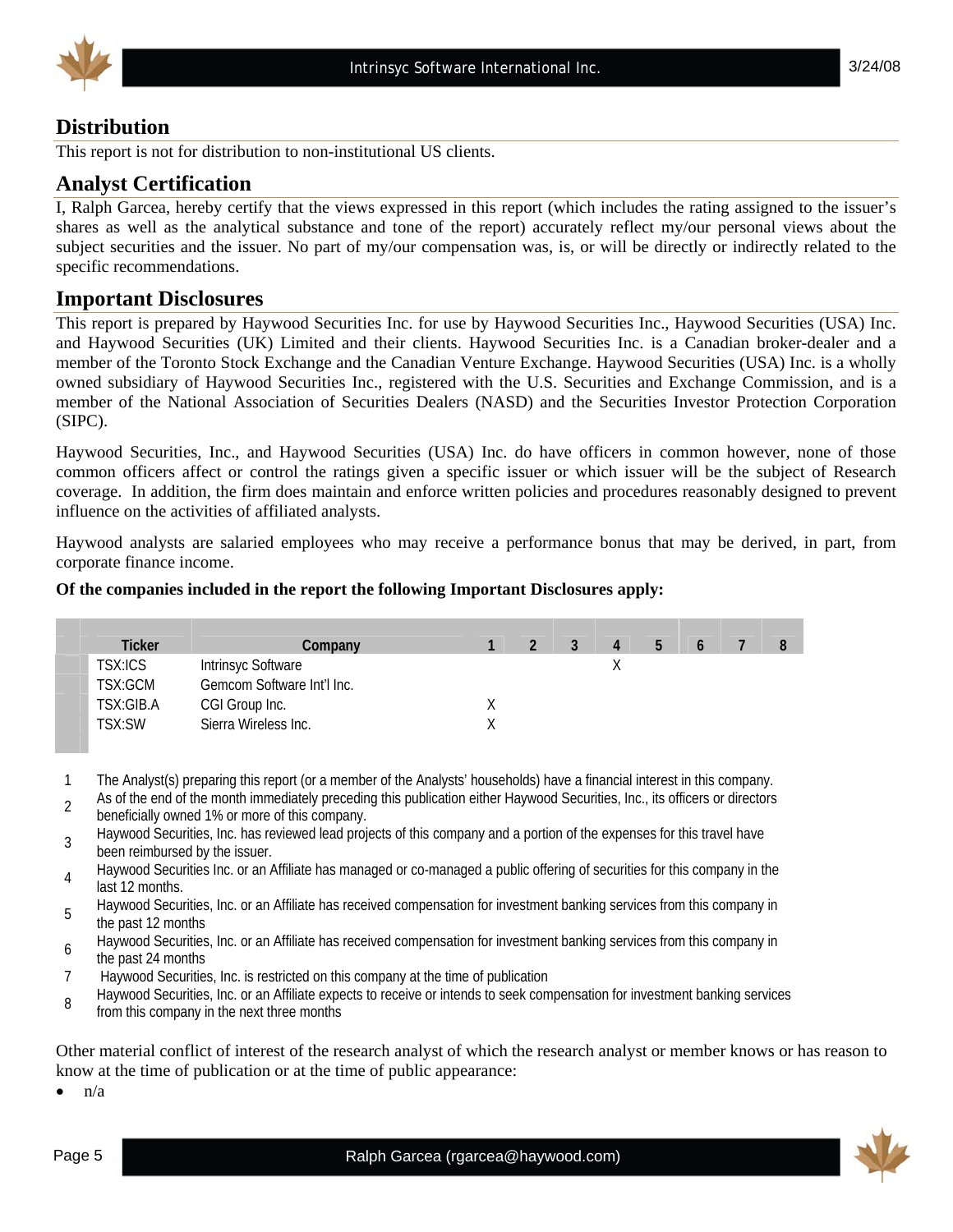## Distribution

This report is not for distribution to non-institutional US clients.

## Analyst Certification

I, Ralph Garcea, hereby certify that the views expressed in this report (which includes the rating assigned to the issuer's shares as well as the analytical substance and tone of the report) accurately reflect my/our personal views about the subject securities and the issuer. No part of my/our compensation was, is, or will be directly or indirectly related to the specific recommendations.

## Important Disclosures

This report is prepared by Haywood Securities Inc. for use by Haywood Securities Inc., Haywood Securities (USA) Inc. and Haywood Securities (UK) Limited and their clients. Haywood Securities Inc. is a Canadian broker-dealer and a member of the Toronto Stock Exchange and the Canadian Venture Exchange. Haywood Securities (USA) Inc. is a wholly owned subsidiary of Haywood Securities Inc., registered with the U.S. Securities and Exchange Commission, and is a member of the National Association of Securities Dealers (NASD) and the Securities Investor Protection Corporation (SIPC).

Haywood Securities, Inc., and Haywood Securities (USA) Inc. do have officers in common however, none of those common officers affect or control the ratings given a specific issuer or which issuer will be the subject of Research coverage. In addition, the firm does maintain and enforce written policies and procedures reasonably designed to prevent influence on the activities of affiliated analysts.

Haywood analysts are salaried employees who may receive a performance bonus that may be derived, in part, from corporate finance income.

**Of the companies included in the report the following Important Disclosures apply:**

| Ticker | Company | 1 | 2 | 3 | 4 | 5 | 6 | 7 | 8 |
|---|---|---|---|---|---|---|---|---|---|
| TSX:ICS | Intrinsyc Software | | | | X | | | | |
| TSX:GCM | Gemcom Software Int'l Inc. | | | | | | | | |
| TSX:GIB.A | CGI Group Inc. | X | | | | | | | |
| TSX:SW | Sierra Wireless Inc. | X | | | | | | | |

1. The Analyst(s) preparing this report (or a member of the Analysts' households) have a financial interest in this company.
2. As of the end of the month immediately preceding this publication either Haywood Securities, Inc., its officers or directors beneficially owned 1% or more of this company.
3. Haywood Securities, Inc. has reviewed lead projects of this company and a portion of the expenses for this travel have been reimbursed by the issuer.
4. Haywood Securities Inc. or an Affiliate has managed or co-managed a public offering of securities for this company in the last 12 months.
5. Haywood Securities, Inc. or an Affiliate has received compensation for investment banking services from this company in the past 12 months
6. Haywood Securities, Inc. or an Affiliate has received compensation for investment banking services from this company in the past 24 months
7. Haywood Securities, Inc. is restricted on this company at the time of publication
8. Haywood Securities, Inc. or an Affiliate expects to receive or intends to seek compensation for investment banking services from this company in the next three months

Other material conflict of interest of the research analyst of which the research analyst or member knows or has reason to know at the time of publication or at the time of public appearance:

- n/a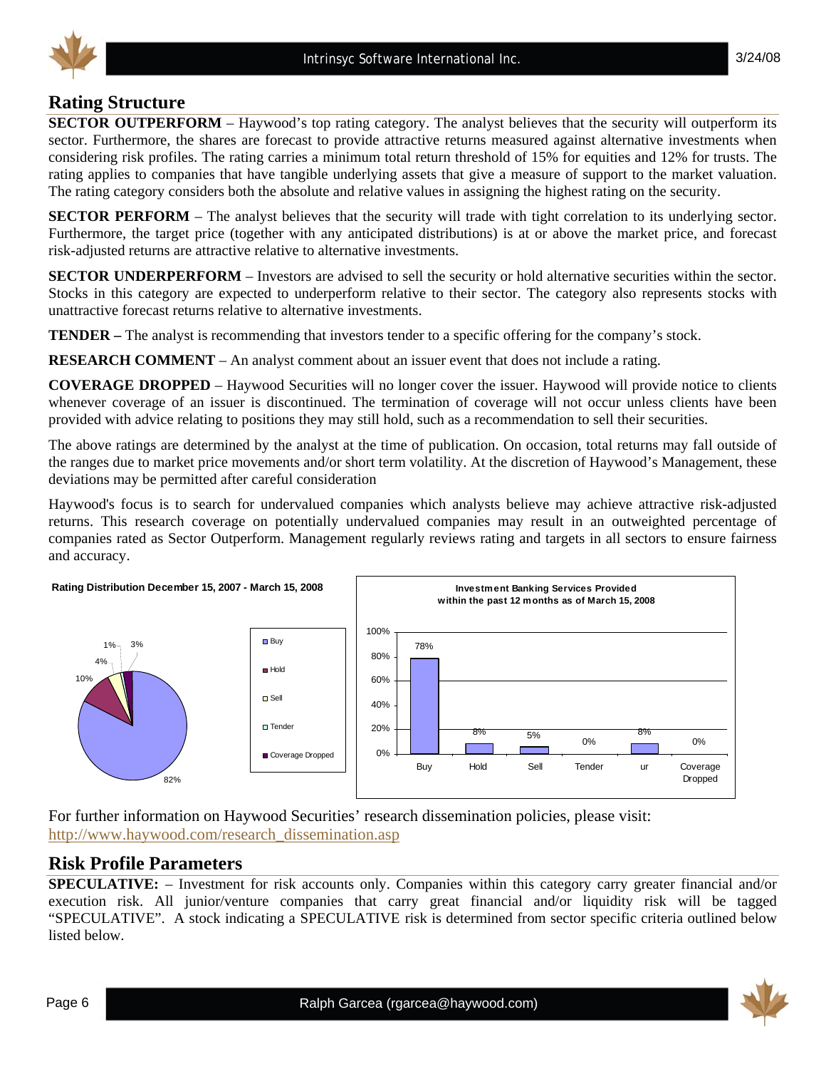## Rating Structure

**SECTOR OUTPERFORM** – Haywood's top rating category. The analyst believes that the security will outperform its sector. Furthermore, the shares are forecast to provide attractive returns measured against alternative investments when considering risk profiles. The rating carries a minimum total return threshold of 15% for equities and 12% for trusts. The rating applies to companies that have tangible underlying assets that give a measure of support to the market valuation. The rating category considers both the absolute and relative values in assigning the highest rating on the security.

**SECTOR PERFORM** – The analyst believes that the security will trade with tight correlation to its underlying sector. Furthermore, the target price (together with any anticipated distributions) is at or above the market price, and forecast risk-adjusted returns are attractive relative to alternative investments.

**SECTOR UNDERPERFORM** – Investors are advised to sell the security or hold alternative securities within the sector. Stocks in this category are expected to underperform relative to their sector. The category also represents stocks with unattractive forecast returns relative to alternative investments.

**TENDER –** The analyst is recommending that investors tender to a specific offering for the company's stock.

**RESEARCH COMMENT** – An analyst comment about an issuer event that does not include a rating.

**COVERAGE DROPPED** – Haywood Securities will no longer cover the issuer. Haywood will provide notice to clients whenever coverage of an issuer is discontinued. The termination of coverage will not occur unless clients have been provided with advice relating to positions they may still hold, such as a recommendation to sell their securities.

The above ratings are determined by the analyst at the time of publication. On occasion, total returns may fall outside of the ranges due to market price movements and/or short term volatility. At the discretion of Haywood's Management, these deviations may be permitted after careful consideration

Haywood's focus is to search for undervalued companies which analysts believe may achieve attractive risk-adjusted returns. This research coverage on potentially undervalued companies may result in an outweighted percentage of companies rated as Sector Outperform. Management regularly reviews rating and targets in all sectors to ensure fairness and accuracy.

**Rating Distribution December 15, 2007 - March 15, 2008**

| Rating | % |
|---|---|
| Buy | 82% |
| Hold | 10% |
| Sell | 4% |
| Tender | 1% |
| Coverage Dropped | 3% |

**Investment Banking Services Provided within the past 12 months as of March 15, 2008**

| Buy | Hold | Sell | Tender | ur | Coverage Dropped |
|---|---|---|---|---|---|
| 78% | 8% | 5% | 0% | 8% | 0% |

For further information on Haywood Securities' research dissemination policies, please visit: http://www.haywood.com/research_dissemination.asp

## Risk Profile Parameters

**SPECULATIVE:** – Investment for risk accounts only. Companies within this category carry greater financial and/or execution risk. All junior/venture companies that carry great financial and/or liquidity risk will be tagged "SPECULATIVE". A stock indicating a SPECULATIVE risk is determined from sector specific criteria outlined below listed below.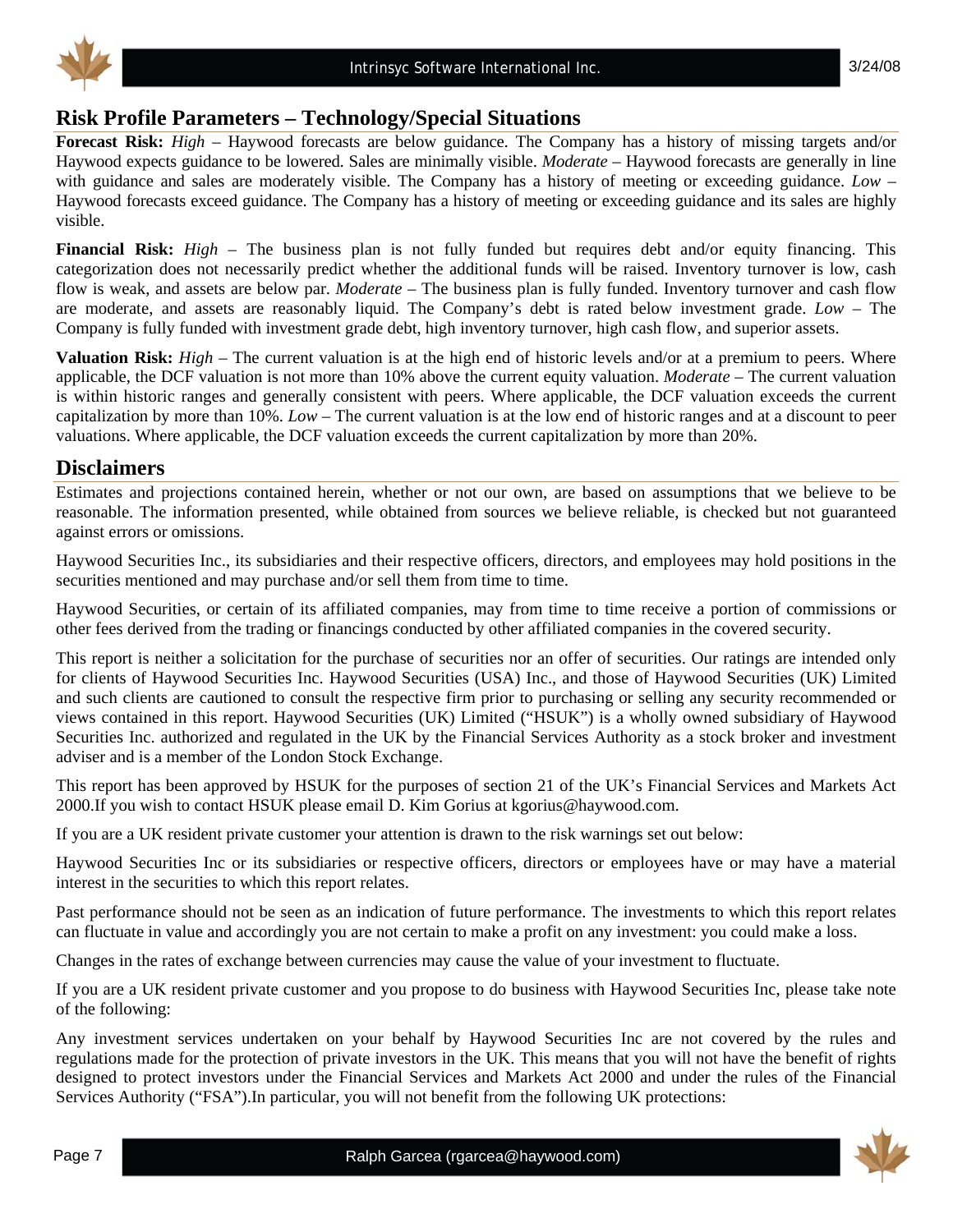## Risk Profile Parameters – Technology/Special Situations

**Forecast Risk:** *High* – Haywood forecasts are below guidance. The Company has a history of missing targets and/or Haywood expects guidance to be lowered. Sales are minimally visible. *Moderate* – Haywood forecasts are generally in line with guidance and sales are moderately visible. The Company has a history of meeting or exceeding guidance. *Low* – Haywood forecasts exceed guidance. The Company has a history of meeting or exceeding guidance and its sales are highly visible.

**Financial Risk:** *High* – The business plan is not fully funded but requires debt and/or equity financing. This categorization does not necessarily predict whether the additional funds will be raised. Inventory turnover is low, cash flow is weak, and assets are below par. *Moderate* – The business plan is fully funded. Inventory turnover and cash flow are moderate, and assets are reasonably liquid. The Company's debt is rated below investment grade. *Low* – The Company is fully funded with investment grade debt, high inventory turnover, high cash flow, and superior assets.

**Valuation Risk:** *High* – The current valuation is at the high end of historic levels and/or at a premium to peers. Where applicable, the DCF valuation is not more than 10% above the current equity valuation. *Moderate* – The current valuation is within historic ranges and generally consistent with peers. Where applicable, the DCF valuation exceeds the current capitalization by more than 10%. *Low* – The current valuation is at the low end of historic ranges and at a discount to peer valuations. Where applicable, the DCF valuation exceeds the current capitalization by more than 20%.

## Disclaimers

Estimates and projections contained herein, whether or not our own, are based on assumptions that we believe to be reasonable. The information presented, while obtained from sources we believe reliable, is checked but not guaranteed against errors or omissions.

Haywood Securities Inc., its subsidiaries and their respective officers, directors, and employees may hold positions in the securities mentioned and may purchase and/or sell them from time to time.

Haywood Securities, or certain of its affiliated companies, may from time to time receive a portion of commissions or other fees derived from the trading or financings conducted by other affiliated companies in the covered security.

This report is neither a solicitation for the purchase of securities nor an offer of securities. Our ratings are intended only for clients of Haywood Securities Inc. Haywood Securities (USA) Inc., and those of Haywood Securities (UK) Limited and such clients are cautioned to consult the respective firm prior to purchasing or selling any security recommended or views contained in this report. Haywood Securities (UK) Limited ("HSUK") is a wholly owned subsidiary of Haywood Securities Inc. authorized and regulated in the UK by the Financial Services Authority as a stock broker and investment adviser and is a member of the London Stock Exchange.

This report has been approved by HSUK for the purposes of section 21 of the UK's Financial Services and Markets Act 2000.If you wish to contact HSUK please email D. Kim Gorius at kgorius@haywood.com.

If you are a UK resident private customer your attention is drawn to the risk warnings set out below:

Haywood Securities Inc or its subsidiaries or respective officers, directors or employees have or may have a material interest in the securities to which this report relates.

Past performance should not be seen as an indication of future performance. The investments to which this report relates can fluctuate in value and accordingly you are not certain to make a profit on any investment: you could make a loss.

Changes in the rates of exchange between currencies may cause the value of your investment to fluctuate.

If you are a UK resident private customer and you propose to do business with Haywood Securities Inc, please take note of the following:

Any investment services undertaken on your behalf by Haywood Securities Inc are not covered by the rules and regulations made for the protection of private investors in the UK. This means that you will not have the benefit of rights designed to protect investors under the Financial Services and Markets Act 2000 and under the rules of the Financial Services Authority ("FSA").In particular, you will not benefit from the following UK protections: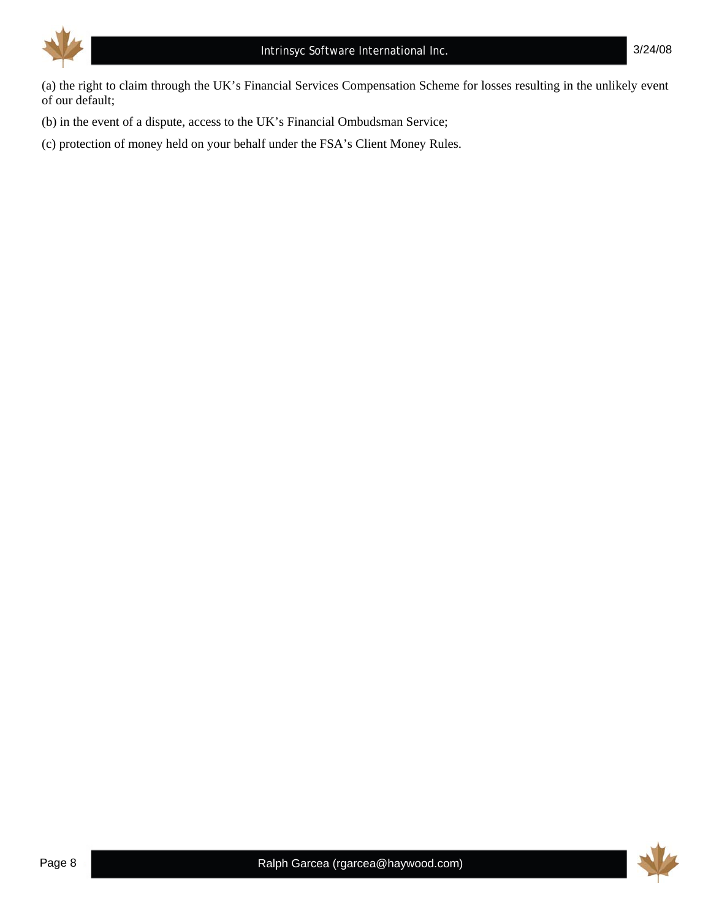(a) the right to claim through the UK's Financial Services Compensation Scheme for losses resulting in the unlikely event of our default;

(b) in the event of a dispute, access to the UK's Financial Ombudsman Service;

(c) protection of money held on your behalf under the FSA's Client Money Rules.